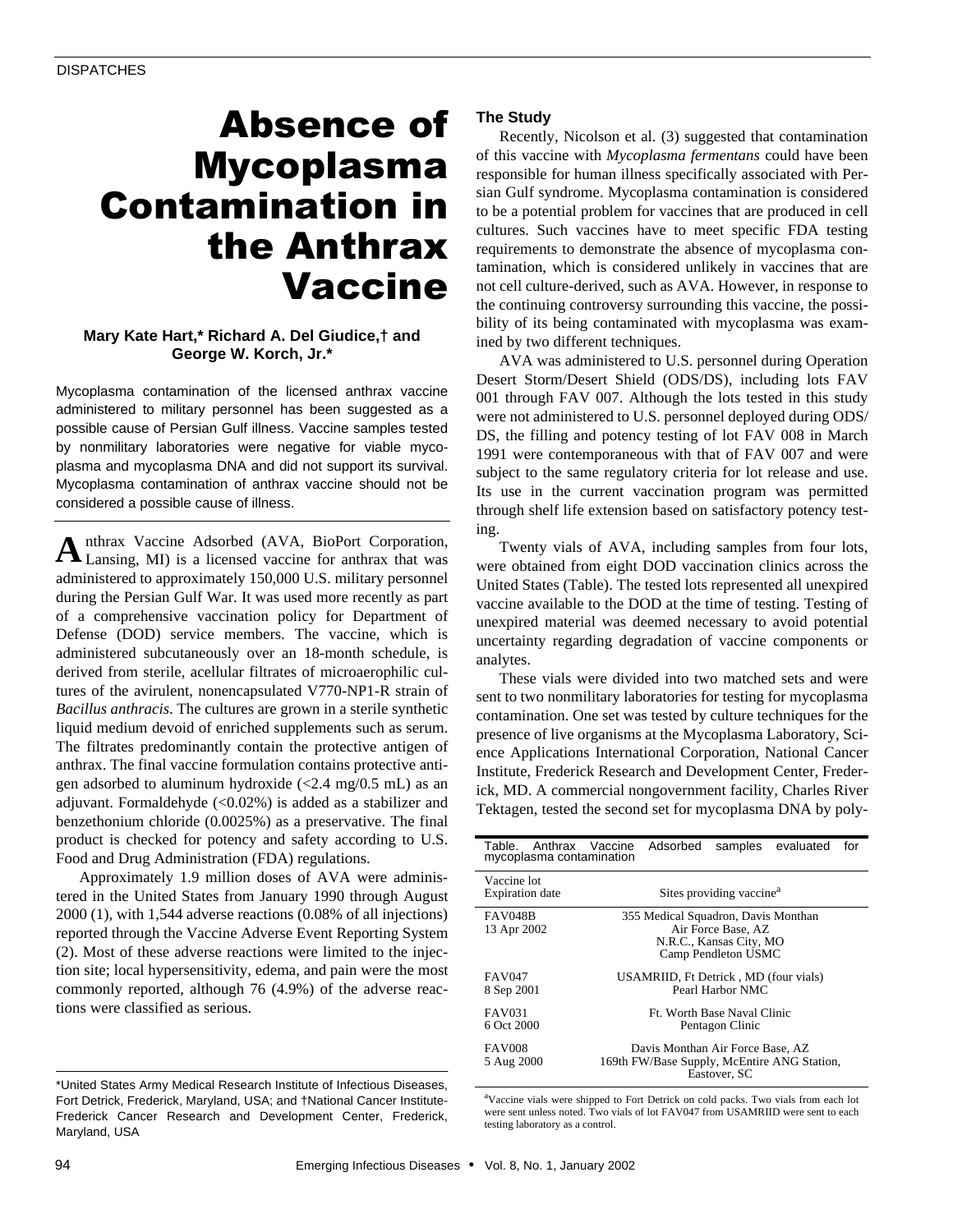DISPATCHES

# Absence of Mycoplasma Contamination in the Anthrax Vaccine

**Mary Kate Hart,* Richard A. Del Giudice,† and George W. Korch, Jr.***

Mycoplasma contamination of the licensed anthrax vaccine administered to military personnel has been suggested as a possible cause of Persian Gulf illness. Vaccine samples tested by nonmilitary laboratories were negative for viable mycoplasma and mycoplasma DNA and did not support its survival. Mycoplasma contamination of anthrax vaccine should not be considered a possible cause of illness.

Anthrax Vaccine Adsorbed (AVA, BioPort Corporation, Lansing, MI) is a licensed vaccine for anthrax that was administered to approximately 150,000 U.S. military personnel during the Persian Gulf War. It was used more recently as part of a comprehensive vaccination policy for Department of Defense (DOD) service members. The vaccine, which is administered subcutaneously over an 18-month schedule, is derived from sterile, acellular filtrates of microaerophilic cultures of the avirulent, nonencapsulated V770-NP1-R strain of *Bacillus anthracis*. The cultures are grown in a sterile synthetic liquid medium devoid of enriched supplements such as serum. The filtrates predominantly contain the protective antigen of anthrax. The final vaccine formulation contains protective antigen adsorbed to aluminum hydroxide (<2.4 mg/0.5 mL) as an adjuvant. Formaldehyde (<0.02%) is added as a stabilizer and benzethonium chloride (0.0025%) as a preservative. The final product is checked for potency and safety according to U.S. Food and Drug Administration (FDA) regulations.

Approximately 1.9 million doses of AVA were administered in the United States from January 1990 through August 2000 (1), with 1,544 adverse reactions (0.08% of all injections) reported through the Vaccine Adverse Event Reporting System (2). Most of these adverse reactions were limited to the injection site; local hypersensitivity, edema, and pain were the most commonly reported, although 76 (4.9%) of the adverse reactions were classified as serious.

## The Study

Recently, Nicolson et al. (3) suggested that contamination of this vaccine with *Mycoplasma fermentans* could have been responsible for human illness specifically associated with Persian Gulf syndrome. Mycoplasma contamination is considered to be a potential problem for vaccines that are produced in cell cultures. Such vaccines have to meet specific FDA testing requirements to demonstrate the absence of mycoplasma contamination, which is considered unlikely in vaccines that are not cell culture-derived, such as AVA. However, in response to the continuing controversy surrounding this vaccine, the possibility of its being contaminated with mycoplasma was examined by two different techniques.

AVA was administered to U.S. personnel during Operation Desert Storm/Desert Shield (ODS/DS), including lots FAV 001 through FAV 007. Although the lots tested in this study were not administered to U.S. personnel deployed during ODS/DS, the filling and potency testing of lot FAV 008 in March 1991 were contemporaneous with that of FAV 007 and were subject to the same regulatory criteria for lot release and use. Its use in the current vaccination program was permitted through shelf life extension based on satisfactory potency testing.

Twenty vials of AVA, including samples from four lots, were obtained from eight DOD vaccination clinics across the United States (Table). The tested lots represented all unexpired vaccine available to the DOD at the time of testing. Testing of unexpired material was deemed necessary to avoid potential uncertainty regarding degradation of vaccine components or analytes.

These vials were divided into two matched sets and were sent to two nonmilitary laboratories for testing for mycoplasma contamination. One set was tested by culture techniques for the presence of live organisms at the Mycoplasma Laboratory, Science Applications International Corporation, National Cancer Institute, Frederick Research and Development Center, Frederick, MD. A commercial nongovernment facility, Charles River Tektagen, tested the second set for mycoplasma DNA by poly-

Table. Anthrax Vaccine Adsorbed samples evaluated for mycoplasma contamination

| Vaccine lot<br>Expiration date | Sites providing vaccine[a] |
|---|---|
| FAV048B<br>13 Apr 2002 | 355 Medical Squadron, Davis Monthan Air Force Base, AZ<br>N.R.C., Kansas City, MO<br>Camp Pendleton USMC |
| FAV047<br>8 Sep 2001 | USAMRIID, Ft Detrick , MD (four vials)<br>Pearl Harbor NMC |
| FAV031<br>6 Oct 2000 | Ft. Worth Base Naval Clinic<br>Pentagon Clinic |
| FAV008<br>5 Aug 2000 | Davis Monthan Air Force Base, AZ<br>169th FW/Base Supply, McEntire ANG Station, Eastover, SC |

[a]Vaccine vials were shipped to Fort Detrick on cold packs. Two vials from each lot were sent unless noted. Two vials of lot FAV047 from USAMRIID were sent to each testing laboratory as a control.

*United States Army Medical Research Institute of Infectious Diseases, Fort Detrick, Frederick, Maryland, USA; and †National Cancer Institute-Frederick Cancer Research and Development Center, Frederick, Maryland, USA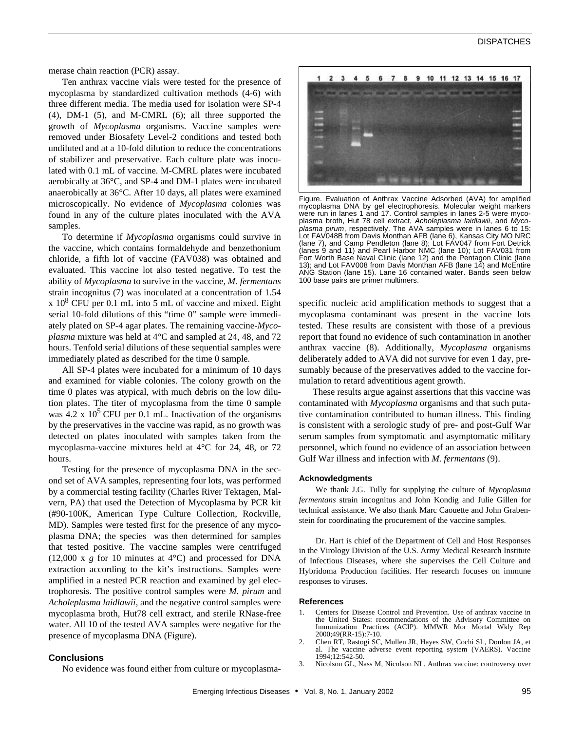merase chain reaction (PCR) assay.

Ten anthrax vaccine vials were tested for the presence of mycoplasma by standardized cultivation methods (4-6) with three different media. The media used for isolation were SP-4 (4), DM-1 (5), and M-CMRL (6); all three supported the growth of *Mycoplasma* organisms. Vaccine samples were removed under Biosafety Level-2 conditions and tested both undiluted and at a 10-fold dilution to reduce the concentrations of stabilizer and preservative. Each culture plate was inoculated with 0.1 mL of vaccine. M-CMRL plates were incubated aerobically at 36°C, and SP-4 and DM-1 plates were incubated anaerobically at 36°C. After 10 days, all plates were examined microscopically. No evidence of *Mycoplasma* colonies was found in any of the culture plates inoculated with the AVA samples.

To determine if *Mycoplasma* organisms could survive in the vaccine, which contains formaldehyde and benzethonium chloride, a fifth lot of vaccine (FAV038) was obtained and evaluated. This vaccine lot also tested negative. To test the ability of *Mycoplasma* to survive in the vaccine, *M. fermentans* strain incognitus (7) was inoculated at a concentration of 1.54 x $10^8$ CFU per 0.1 mL into 5 mL of vaccine and mixed. Eight serial 10-fold dilutions of this "time 0" sample were immediately plated on SP-4 agar plates. The remaining vaccine-*Mycoplasma* mixture was held at 4°C and sampled at 24, 48, and 72 hours. Tenfold serial dilutions of these sequential samples were immediately plated as described for the time 0 sample.

All SP-4 plates were incubated for a minimum of 10 days and examined for viable colonies. The colony growth on the time 0 plates was atypical, with much debris on the low dilution plates. The titer of mycoplasma from the time 0 sample was 4.2 x $10^5$ CFU per 0.1 mL. Inactivation of the organisms by the preservatives in the vaccine was rapid, as no growth was detected on plates inoculated with samples taken from the mycoplasma-vaccine mixtures held at 4°C for 24, 48, or 72 hours.

Testing for the presence of mycoplasma DNA in the second set of AVA samples, representing four lots, was performed by a commercial testing facility (Charles River Tektagen, Malvern, PA) that used the Detection of Mycoplasma by PCR kit (#90-100K, American Type Culture Collection, Rockville, MD). Samples were tested first for the presence of any mycoplasma DNA; the species was then determined for samples that tested positive. The vaccine samples were centrifuged (12,000 x *g* for 10 minutes at 4°C) and processed for DNA extraction according to the kit's instructions. Samples were amplified in a nested PCR reaction and examined by gel electrophoresis. The positive control samples were *M. pirum* and *Acholeplasma laidlawii*, and the negative control samples were mycoplasma broth, Hut78 cell extract, and sterile RNase-free water. All 10 of the tested AVA samples were negative for the presence of mycoplasma DNA (Figure).

Figure. Evaluation of Anthrax Vaccine Adsorbed (AVA) for amplified mycoplasma DNA by gel electrophoresis. Molecular weight markers were run in lanes 1 and 17. Control samples in lanes 2-5 were mycoplasma broth, Hut 78 cell extract, *Acholeplasma laidlawii*, and *Mycoplasma pirum*, respectively. The AVA samples were in lanes 6 to 15: Lot FAV048B from Davis Monthan AFB (lane 6), Kansas City MO NRC (lane 7), and Camp Pendleton (lane 8); Lot FAV047 from Fort Detrick (lanes 9 and 11) and Pearl Harbor NMC (lane 10); Lot FAV031 from Fort Worth Base Naval Clinic (lane 12) and the Pentagon Clinic (lane 13); and Lot FAV008 from Davis Monthan AFB (lane 14) and McEntire ANG Station (lane 15). Lane 16 contained water. Bands seen below 100 base pairs are primer multimers.

## Conclusions

No evidence was found either from culture or mycoplasma-specific nucleic acid amplification methods to suggest that a mycoplasma contaminant was present in the vaccine lots tested. These results are consistent with those of a previous report that found no evidence of such contamination in another anthrax vaccine (8). Additionally, *Mycoplasma* organisms deliberately added to AVA did not survive for even 1 day, presumably because of the preservatives added to the vaccine formulation to retard adventitious agent growth.

These results argue against assertions that this vaccine was contaminated with *Mycoplasma* organisms and that such putative contamination contributed to human illness. This finding is consistent with a serologic study of pre- and post-Gulf War serum samples from symptomatic and asymptomatic military personnel, which found no evidence of an association between Gulf War illness and infection with *M. fermentans* (9).

### Acknowledgments

We thank J.G. Tully for supplying the culture of *Mycoplasma fermentans* strain incognitus and John Kondig and Julie Gillen for technical assistance. We also thank Marc Caouette and John Grabenstein for coordinating the procurement of the vaccine samples.

Dr. Hart is chief of the Department of Cell and Host Responses in the Virology Division of the U.S. Army Medical Research Institute of Infectious Diseases, where she supervises the Cell Culture and Hybridoma Production facilities. Her research focuses on immune responses to viruses.

### References

1. Centers for Disease Control and Prevention. Use of anthrax vaccine in the United States: recommendations of the Advisory Committee on Immunization Practices (ACIP). MMWR Mor Mortal Wkly Rep 2000;49(RR-15):7-10.
2. Chen RT, Rastogi SC, Mullen JR, Hayes SW, Cochi SL, Donlon JA, et al. The vaccine adverse event reporting system (VAERS). Vaccine 1994;12:542-50.
3. Nicolson GL, Nass M, Nicolson NL. Anthrax vaccine: controversy over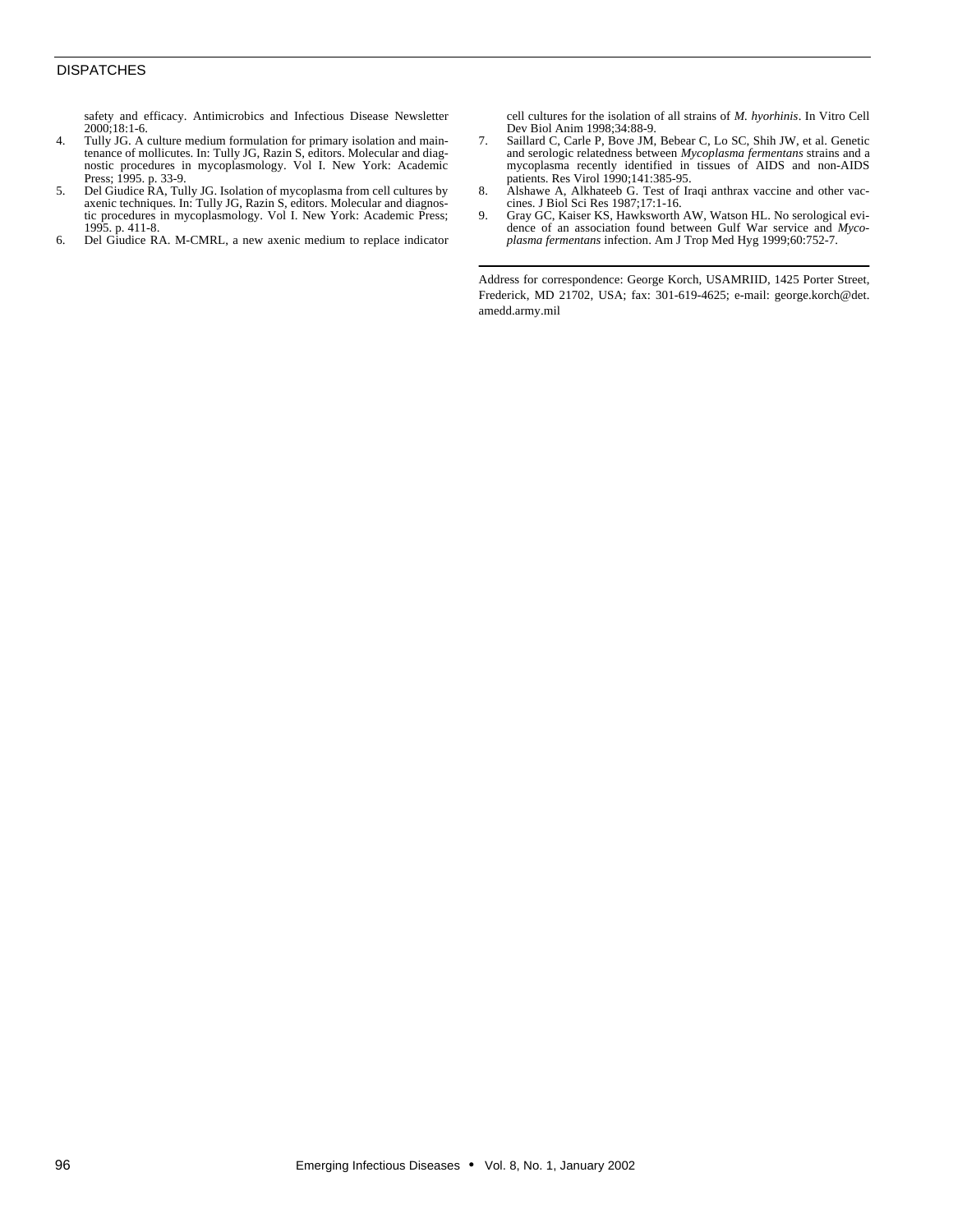safety and efficacy. Antimicrobics and Infectious Disease Newsletter 2000;18:1-6.

4. Tully JG. A culture medium formulation for primary isolation and maintenance of mollicutes. In: Tully JG, Razin S, editors. Molecular and diagnostic procedures in mycoplasmology. Vol I. New York: Academic Press; 1995. p. 33-9.
5. Del Giudice RA, Tully JG. Isolation of mycoplasma from cell cultures by axenic techniques. In: Tully JG, Razin S, editors. Molecular and diagnostic procedures in mycoplasmology. Vol I. New York: Academic Press; 1995. p. 411-8.
6. Del Giudice RA. M-CMRL, a new axenic medium to replace indicator cell cultures for the isolation of all strains of *M. hyorhinis*. In Vitro Cell Dev Biol Anim 1998;34:88-9.
7. Saillard C, Carle P, Bove JM, Bebear C, Lo SC, Shih JW, et al. Genetic and serologic relatedness between *Mycoplasma fermentans* strains and a mycoplasma recently identified in tissues of AIDS and non-AIDS patients. Res Virol 1990;141:385-95.
8. Alshawe A, Alkhateeb G. Test of Iraqi anthrax vaccine and other vaccines. J Biol Sci Res 1987;17:1-16.
9. Gray GC, Kaiser KS, Hawksworth AW, Watson HL. No serological evidence of an association found between Gulf War service and *Mycoplasma fermentans* infection. Am J Trop Med Hyg 1999;60:752-7.

---

Address for correspondence: George Korch, USAMRIID, 1425 Porter Street, Frederick, MD 21702, USA; fax: 301-619-4625; e-mail: george.korch@det.amedd.army.mil